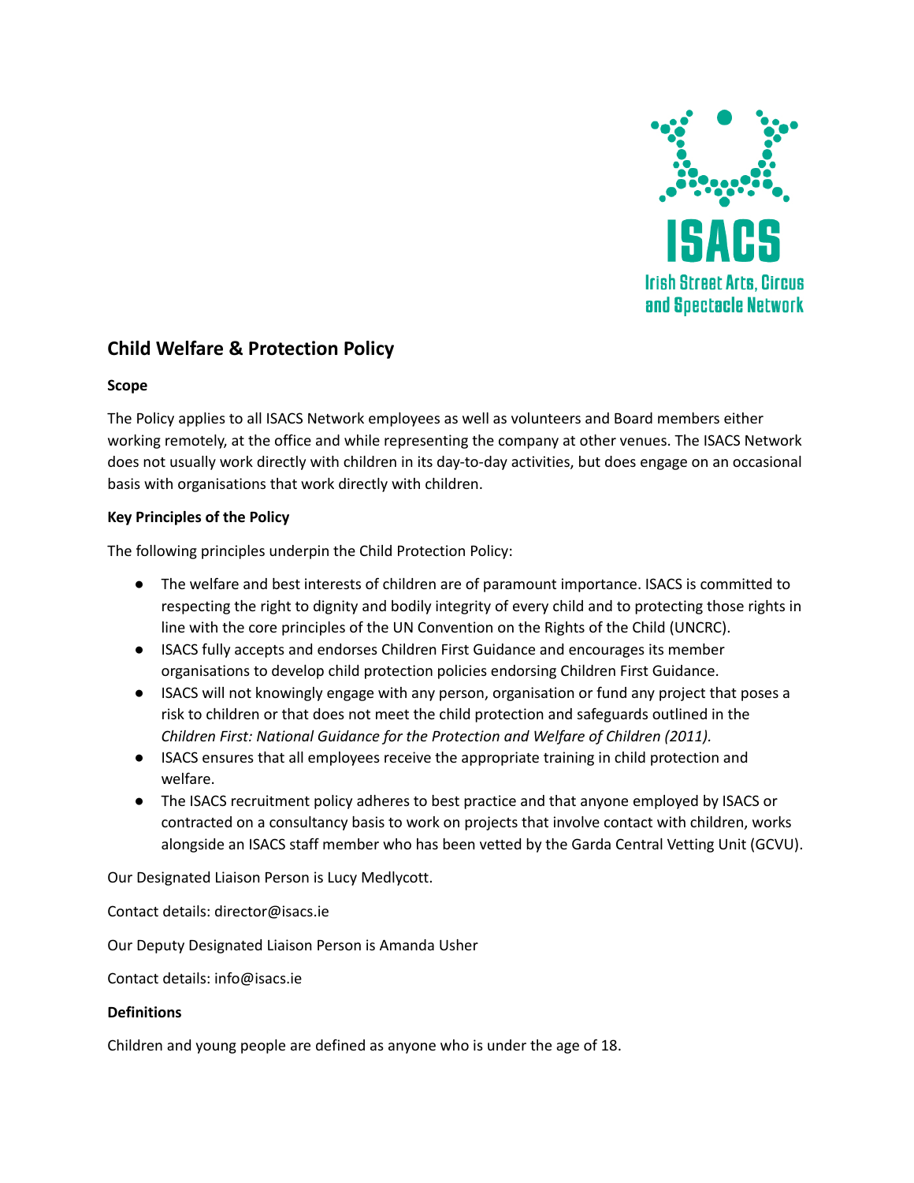ISACS

Irish Street Arts, Circus and Spectacle Network

## Child Welfare & Protection Policy

**Scope**

The Policy applies to all ISACS Network employees as well as volunteers and Board members either working remotely, at the office and while representing the company at other venues. The ISACS Network does not usually work directly with children in its day-to-day activities, but does engage on an occasional basis with organisations that work directly with children.

**Key Principles of the Policy**

The following principles underpin the Child Protection Policy:

- The welfare and best interests of children are of paramount importance. ISACS is committed to respecting the right to dignity and bodily integrity of every child and to protecting those rights in line with the core principles of the UN Convention on the Rights of the Child (UNCRC).
- ISACS fully accepts and endorses Children First Guidance and encourages its member organisations to develop child protection policies endorsing Children First Guidance.
- ISACS will not knowingly engage with any person, organisation or fund any project that poses a risk to children or that does not meet the child protection and safeguards outlined in the *Children First: National Guidance for the Protection and Welfare of Children (2011).*
- ISACS ensures that all employees receive the appropriate training in child protection and welfare.
- The ISACS recruitment policy adheres to best practice and that anyone employed by ISACS or contracted on a consultancy basis to work on projects that involve contact with children, works alongside an ISACS staff member who has been vetted by the Garda Central Vetting Unit (GCVU).

Our Designated Liaison Person is Lucy Medlycott.

Contact details: director@isacs.ie

Our Deputy Designated Liaison Person is Amanda Usher

Contact details: info@isacs.ie

**Definitions**

Children and young people are defined as anyone who is under the age of 18.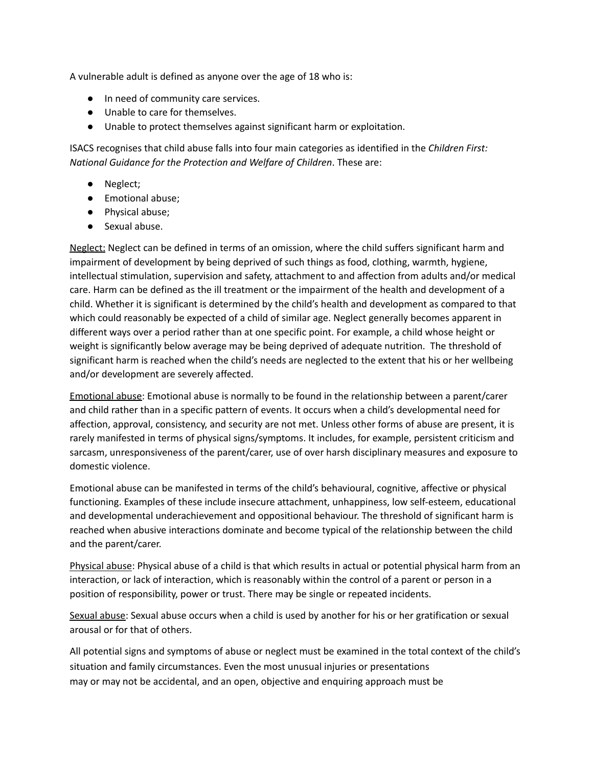A vulnerable adult is defined as anyone over the age of 18 who is:

- In need of community care services.
- Unable to care for themselves.
- Unable to protect themselves against significant harm or exploitation.

ISACS recognises that child abuse falls into four main categories as identified in the *Children First: National Guidance for the Protection and Welfare of Children*. These are:

- Neglect;
- Emotional abuse;
- Physical abuse;
- Sexual abuse.

Neglect: Neglect can be defined in terms of an omission, where the child suffers significant harm and impairment of development by being deprived of such things as food, clothing, warmth, hygiene, intellectual stimulation, supervision and safety, attachment to and affection from adults and/or medical care. Harm can be defined as the ill treatment or the impairment of the health and development of a child. Whether it is significant is determined by the child's health and development as compared to that which could reasonably be expected of a child of similar age. Neglect generally becomes apparent in different ways over a period rather than at one specific point. For example, a child whose height or weight is significantly below average may be being deprived of adequate nutrition. The threshold of significant harm is reached when the child's needs are neglected to the extent that his or her wellbeing and/or development are severely affected.

Emotional abuse: Emotional abuse is normally to be found in the relationship between a parent/carer and child rather than in a specific pattern of events. It occurs when a child's developmental need for affection, approval, consistency, and security are not met. Unless other forms of abuse are present, it is rarely manifested in terms of physical signs/symptoms. It includes, for example, persistent criticism and sarcasm, unresponsiveness of the parent/carer, use of over harsh disciplinary measures and exposure to domestic violence.

Emotional abuse can be manifested in terms of the child's behavioural, cognitive, affective or physical functioning. Examples of these include insecure attachment, unhappiness, low self-esteem, educational and developmental underachievement and oppositional behaviour. The threshold of significant harm is reached when abusive interactions dominate and become typical of the relationship between the child and the parent/carer.

Physical abuse: Physical abuse of a child is that which results in actual or potential physical harm from an interaction, or lack of interaction, which is reasonably within the control of a parent or person in a position of responsibility, power or trust. There may be single or repeated incidents.

Sexual abuse: Sexual abuse occurs when a child is used by another for his or her gratification or sexual arousal or for that of others.

All potential signs and symptoms of abuse or neglect must be examined in the total context of the child's situation and family circumstances. Even the most unusual injuries or presentations may or may not be accidental, and an open, objective and enquiring approach must be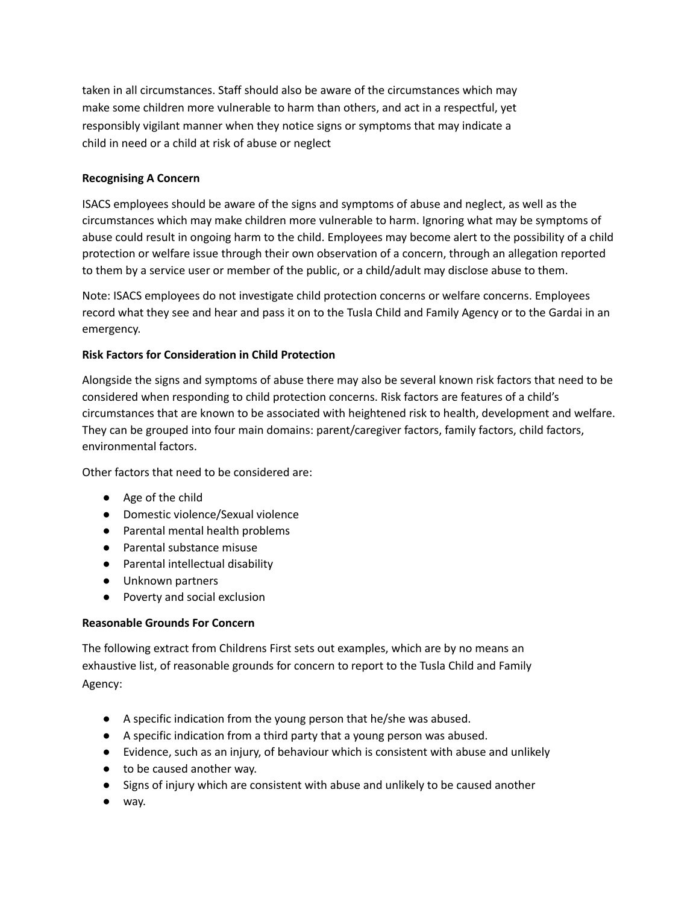taken in all circumstances. Staff should also be aware of the circumstances which may make some children more vulnerable to harm than others, and act in a respectful, yet responsibly vigilant manner when they notice signs or symptoms that may indicate a child in need or a child at risk of abuse or neglect

**Recognising A Concern**

ISACS employees should be aware of the signs and symptoms of abuse and neglect, as well as the circumstances which may make children more vulnerable to harm. Ignoring what may be symptoms of abuse could result in ongoing harm to the child. Employees may become alert to the possibility of a child protection or welfare issue through their own observation of a concern, through an allegation reported to them by a service user or member of the public, or a child/adult may disclose abuse to them.

Note: ISACS employees do not investigate child protection concerns or welfare concerns. Employees record what they see and hear and pass it on to the Tusla Child and Family Agency or to the Gardai in an emergency.

**Risk Factors for Consideration in Child Protection**

Alongside the signs and symptoms of abuse there may also be several known risk factors that need to be considered when responding to child protection concerns. Risk factors are features of a child's circumstances that are known to be associated with heightened risk to health, development and welfare. They can be grouped into four main domains: parent/caregiver factors, family factors, child factors, environmental factors.

Other factors that need to be considered are:

- Age of the child
- Domestic violence/Sexual violence
- Parental mental health problems
- Parental substance misuse
- Parental intellectual disability
- Unknown partners
- Poverty and social exclusion

**Reasonable Grounds For Concern**

The following extract from Childrens First sets out examples, which are by no means an exhaustive list, of reasonable grounds for concern to report to the Tusla Child and Family Agency:

- A specific indication from the young person that he/she was abused.
- A specific indication from a third party that a young person was abused.
- Evidence, such as an injury, of behaviour which is consistent with abuse and unlikely
- to be caused another way.
- Signs of injury which are consistent with abuse and unlikely to be caused another
- way.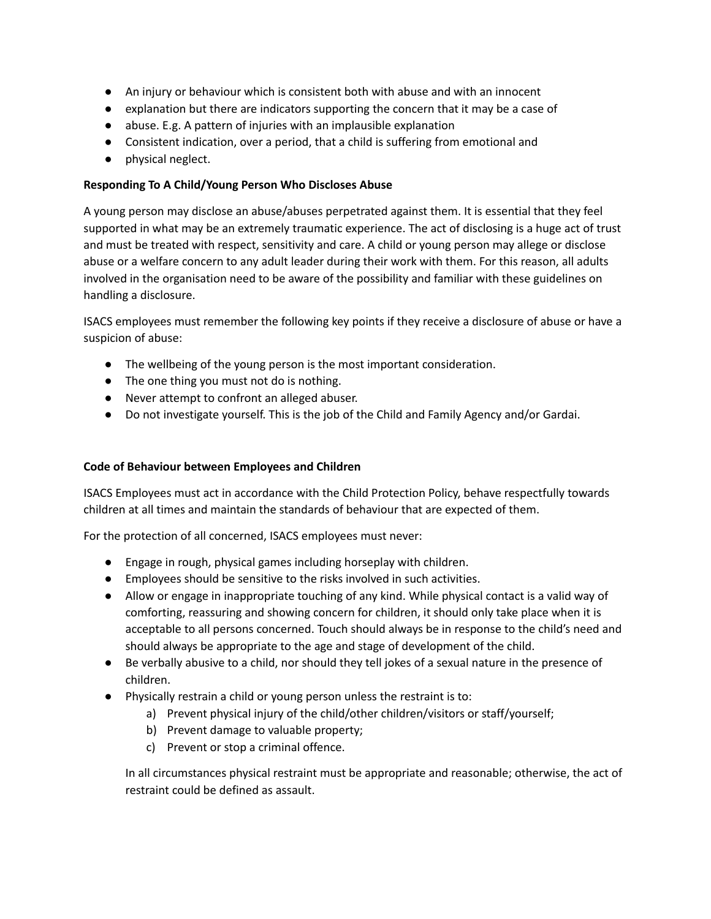- An injury or behaviour which is consistent both with abuse and with an innocent
- explanation but there are indicators supporting the concern that it may be a case of
- abuse. E.g. A pattern of injuries with an implausible explanation
- Consistent indication, over a period, that a child is suffering from emotional and
- physical neglect.

**Responding To A Child/Young Person Who Discloses Abuse**

A young person may disclose an abuse/abuses perpetrated against them. It is essential that they feel supported in what may be an extremely traumatic experience. The act of disclosing is a huge act of trust and must be treated with respect, sensitivity and care. A child or young person may allege or disclose abuse or a welfare concern to any adult leader during their work with them. For this reason, all adults involved in the organisation need to be aware of the possibility and familiar with these guidelines on handling a disclosure.

ISACS employees must remember the following key points if they receive a disclosure of abuse or have a suspicion of abuse:

- The wellbeing of the young person is the most important consideration.
- The one thing you must not do is nothing.
- Never attempt to confront an alleged abuser.
- Do not investigate yourself. This is the job of the Child and Family Agency and/or Gardai.

**Code of Behaviour between Employees and Children**

ISACS Employees must act in accordance with the Child Protection Policy, behave respectfully towards children at all times and maintain the standards of behaviour that are expected of them.

For the protection of all concerned, ISACS employees must never:

- Engage in rough, physical games including horseplay with children.
- Employees should be sensitive to the risks involved in such activities.
- Allow or engage in inappropriate touching of any kind. While physical contact is a valid way of comforting, reassuring and showing concern for children, it should only take place when it is acceptable to all persons concerned. Touch should always be in response to the child's need and should always be appropriate to the age and stage of development of the child.
- Be verbally abusive to a child, nor should they tell jokes of a sexual nature in the presence of children.
- Physically restrain a child or young person unless the restraint is to:
    a) Prevent physical injury of the child/other children/visitors or staff/yourself;
    b) Prevent damage to valuable property;
    c) Prevent or stop a criminal offence.

  In all circumstances physical restraint must be appropriate and reasonable; otherwise, the act of restraint could be defined as assault.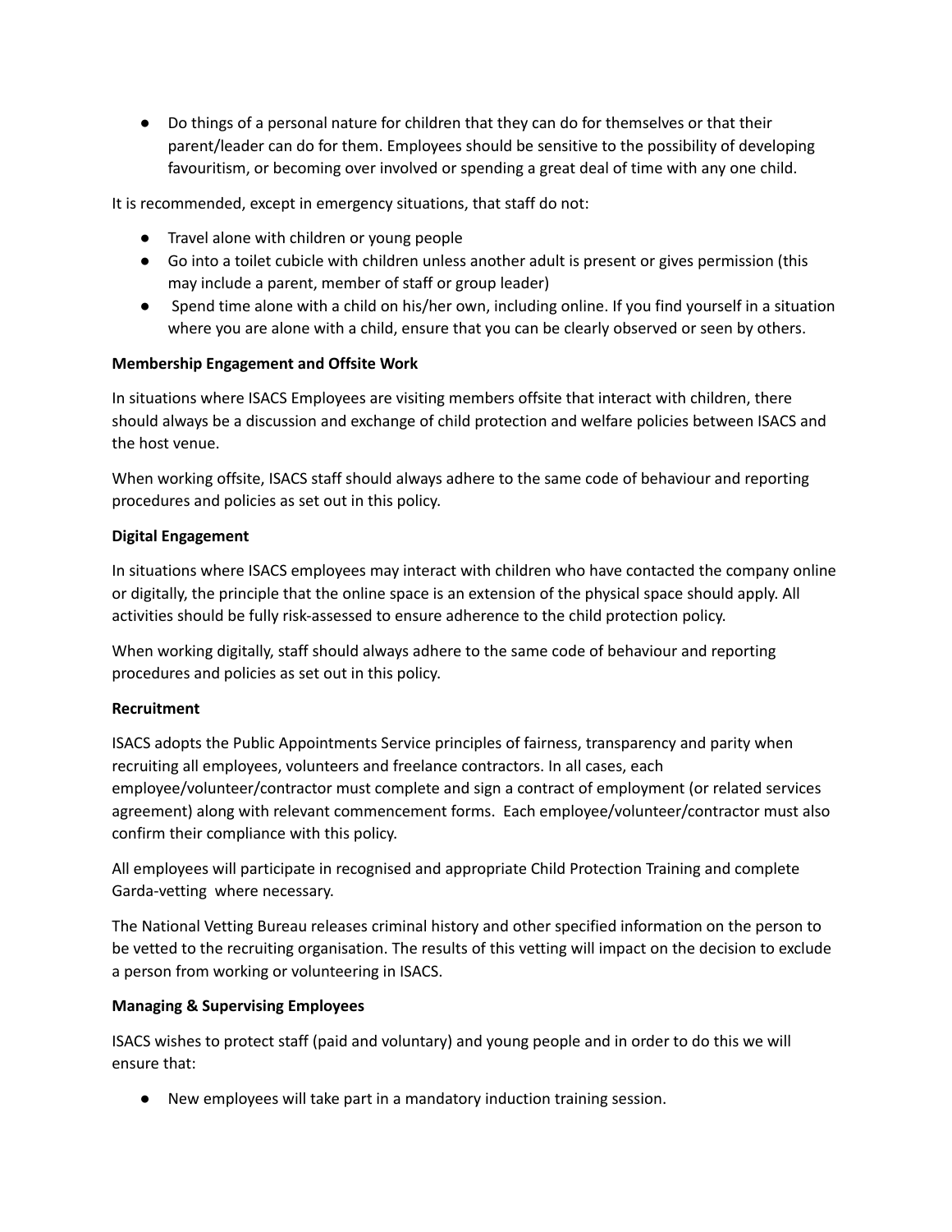- Do things of a personal nature for children that they can do for themselves or that their parent/leader can do for them. Employees should be sensitive to the possibility of developing favouritism, or becoming over involved or spending a great deal of time with any one child.

It is recommended, except in emergency situations, that staff do not:

- Travel alone with children or young people
- Go into a toilet cubicle with children unless another adult is present or gives permission (this may include a parent, member of staff or group leader)
- Spend time alone with a child on his/her own, including online. If you find yourself in a situation where you are alone with a child, ensure that you can be clearly observed or seen by others.

**Membership Engagement and Offsite Work**

In situations where ISACS Employees are visiting members offsite that interact with children, there should always be a discussion and exchange of child protection and welfare policies between ISACS and the host venue.

When working offsite, ISACS staff should always adhere to the same code of behaviour and reporting procedures and policies as set out in this policy.

**Digital Engagement**

In situations where ISACS employees may interact with children who have contacted the company online or digitally, the principle that the online space is an extension of the physical space should apply. All activities should be fully risk-assessed to ensure adherence to the child protection policy.

When working digitally, staff should always adhere to the same code of behaviour and reporting procedures and policies as set out in this policy.

**Recruitment**

ISACS adopts the Public Appointments Service principles of fairness, transparency and parity when recruiting all employees, volunteers and freelance contractors. In all cases, each employee/volunteer/contractor must complete and sign a contract of employment (or related services agreement) along with relevant commencement forms. Each employee/volunteer/contractor must also confirm their compliance with this policy.

All employees will participate in recognised and appropriate Child Protection Training and complete Garda-vetting where necessary.

The National Vetting Bureau releases criminal history and other specified information on the person to be vetted to the recruiting organisation. The results of this vetting will impact on the decision to exclude a person from working or volunteering in ISACS.

**Managing & Supervising Employees**

ISACS wishes to protect staff (paid and voluntary) and young people and in order to do this we will ensure that:

- New employees will take part in a mandatory induction training session.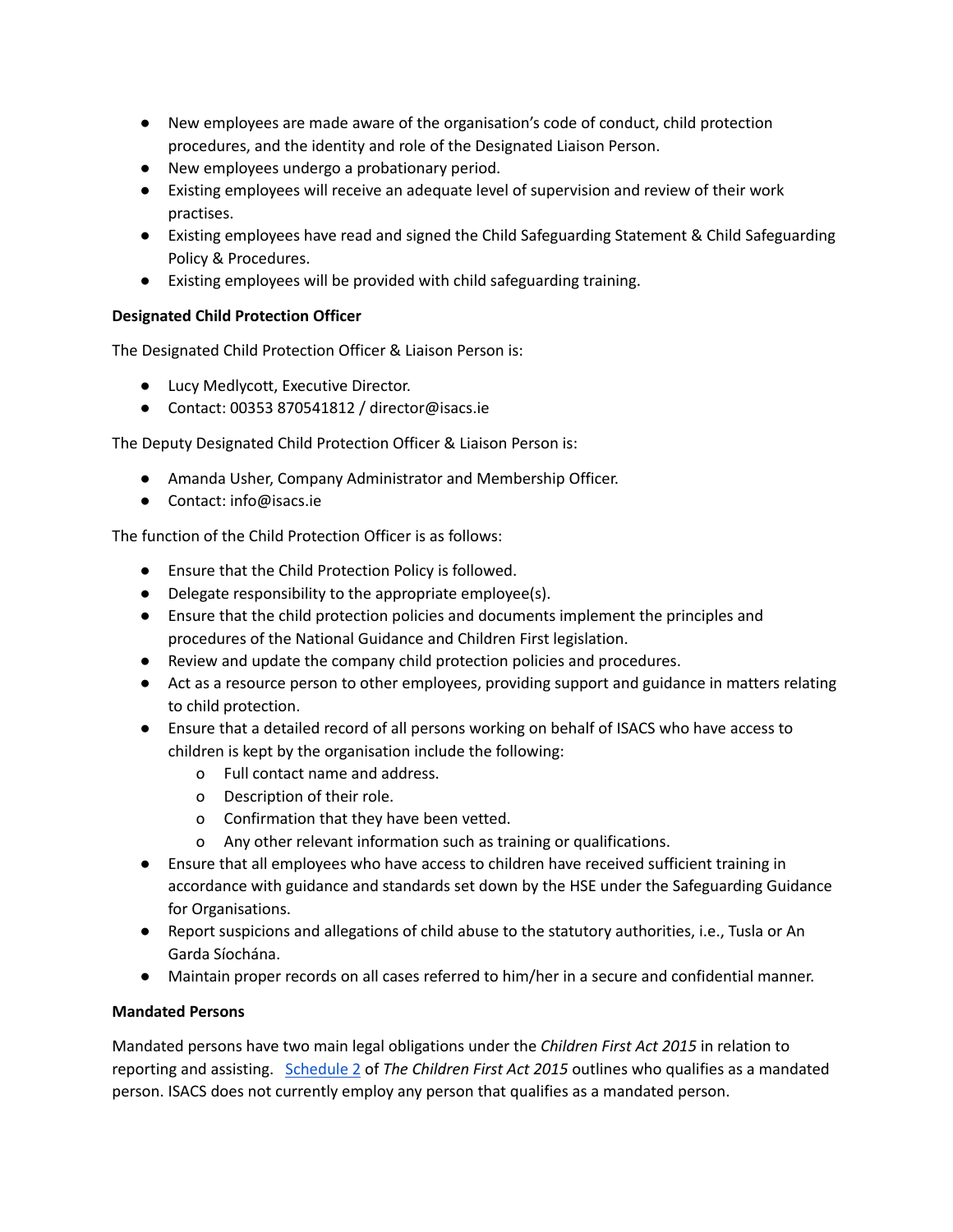- New employees are made aware of the organisation's code of conduct, child protection procedures, and the identity and role of the Designated Liaison Person.
- New employees undergo a probationary period.
- Existing employees will receive an adequate level of supervision and review of their work practises.
- Existing employees have read and signed the Child Safeguarding Statement & Child Safeguarding Policy & Procedures.
- Existing employees will be provided with child safeguarding training.

**Designated Child Protection Officer**

The Designated Child Protection Officer & Liaison Person is:

- Lucy Medlycott, Executive Director.
- Contact: 00353 870541812 / director@isacs.ie

The Deputy Designated Child Protection Officer & Liaison Person is:

- Amanda Usher, Company Administrator and Membership Officer.
- Contact: info@isacs.ie

The function of the Child Protection Officer is as follows:

- Ensure that the Child Protection Policy is followed.
- Delegate responsibility to the appropriate employee(s).
- Ensure that the child protection policies and documents implement the principles and procedures of the National Guidance and Children First legislation.
- Review and update the company child protection policies and procedures.
- Act as a resource person to other employees, providing support and guidance in matters relating to child protection.
- Ensure that a detailed record of all persons working on behalf of ISACS who have access to children is kept by the organisation include the following:
  - Full contact name and address.
  - Description of their role.
  - Confirmation that they have been vetted.
  - Any other relevant information such as training or qualifications.
- Ensure that all employees who have access to children have received sufficient training in accordance with guidance and standards set down by the HSE under the Safeguarding Guidance for Organisations.
- Report suspicions and allegations of child abuse to the statutory authorities, i.e., Tusla or An Garda Síochána.
- Maintain proper records on all cases referred to him/her in a secure and confidential manner.

**Mandated Persons**

Mandated persons have two main legal obligations under the *Children First Act 2015* in relation to reporting and assisting. Schedule 2 of *The Children First Act 2015* outlines who qualifies as a mandated person. ISACS does not currently employ any person that qualifies as a mandated person.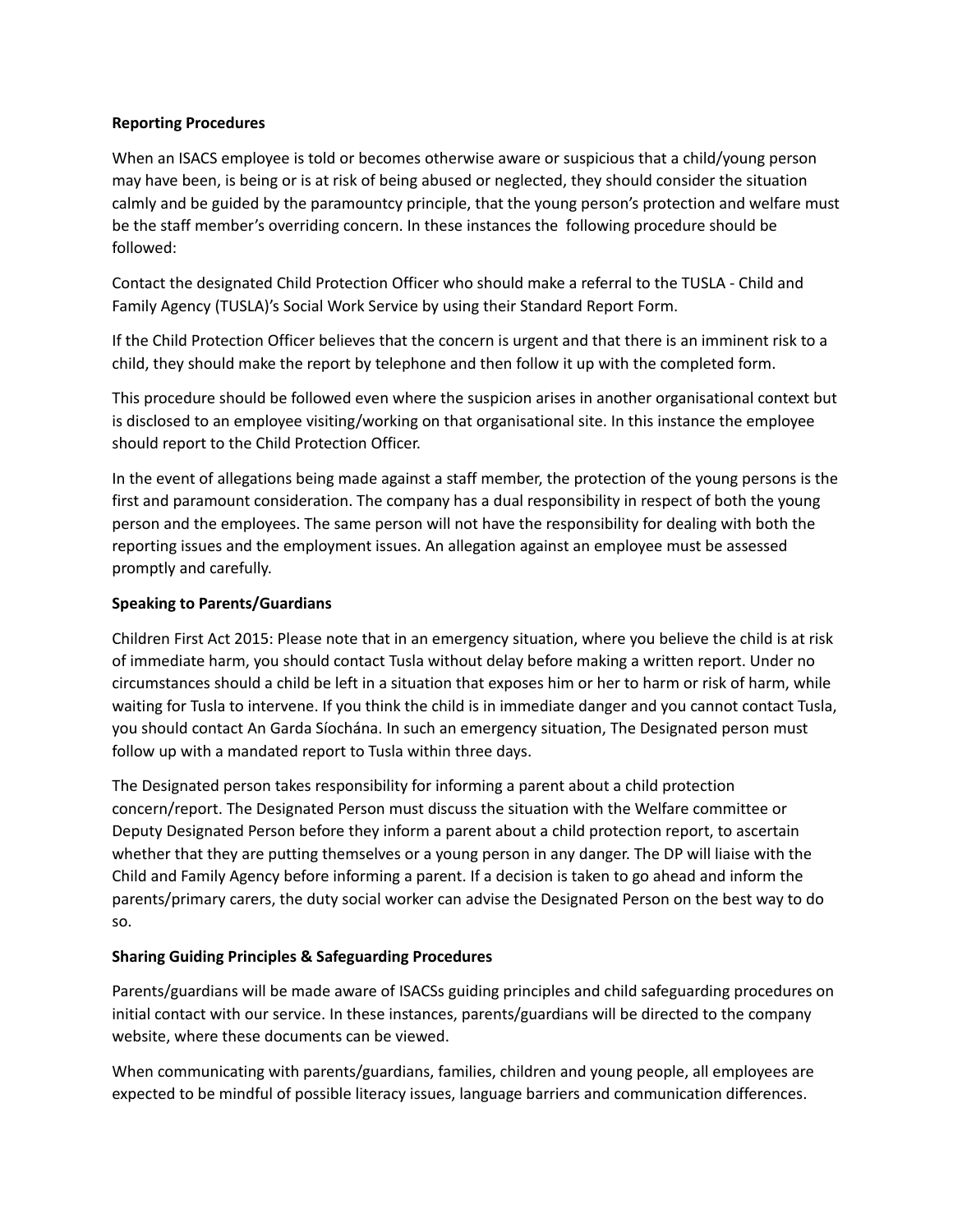**Reporting Procedures**

When an ISACS employee is told or becomes otherwise aware or suspicious that a child/young person may have been, is being or is at risk of being abused or neglected, they should consider the situation calmly and be guided by the paramountcy principle, that the young person's protection and welfare must be the staff member's overriding concern. In these instances the following procedure should be followed:

Contact the designated Child Protection Officer who should make a referral to the TUSLA - Child and Family Agency (TUSLA)'s Social Work Service by using their Standard Report Form.

If the Child Protection Officer believes that the concern is urgent and that there is an imminent risk to a child, they should make the report by telephone and then follow it up with the completed form.

This procedure should be followed even where the suspicion arises in another organisational context but is disclosed to an employee visiting/working on that organisational site. In this instance the employee should report to the Child Protection Officer.

In the event of allegations being made against a staff member, the protection of the young persons is the first and paramount consideration. The company has a dual responsibility in respect of both the young person and the employees. The same person will not have the responsibility for dealing with both the reporting issues and the employment issues. An allegation against an employee must be assessed promptly and carefully.

**Speaking to Parents/Guardians**

Children First Act 2015: Please note that in an emergency situation, where you believe the child is at risk of immediate harm, you should contact Tusla without delay before making a written report. Under no circumstances should a child be left in a situation that exposes him or her to harm or risk of harm, while waiting for Tusla to intervene. If you think the child is in immediate danger and you cannot contact Tusla, you should contact An Garda Síochána. In such an emergency situation, The Designated person must follow up with a mandated report to Tusla within three days.

The Designated person takes responsibility for informing a parent about a child protection concern/report. The Designated Person must discuss the situation with the Welfare committee or Deputy Designated Person before they inform a parent about a child protection report, to ascertain whether that they are putting themselves or a young person in any danger. The DP will liaise with the Child and Family Agency before informing a parent. If a decision is taken to go ahead and inform the parents/primary carers, the duty social worker can advise the Designated Person on the best way to do so.

**Sharing Guiding Principles & Safeguarding Procedures**

Parents/guardians will be made aware of ISACSs guiding principles and child safeguarding procedures on initial contact with our service. In these instances, parents/guardians will be directed to the company website, where these documents can be viewed.

When communicating with parents/guardians, families, children and young people, all employees are expected to be mindful of possible literacy issues, language barriers and communication differences.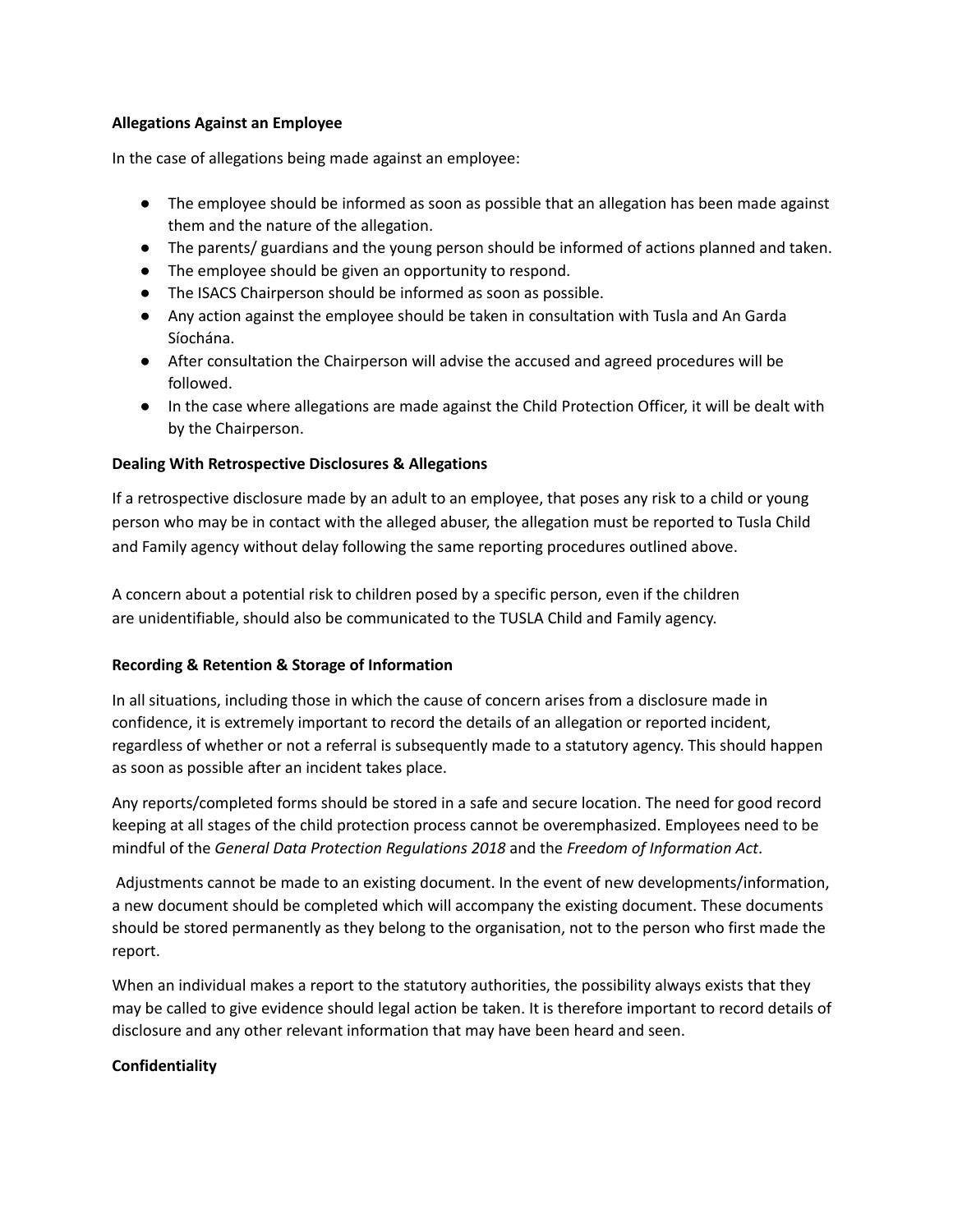**Allegations Against an Employee**

In the case of allegations being made against an employee:

- The employee should be informed as soon as possible that an allegation has been made against them and the nature of the allegation.
- The parents/ guardians and the young person should be informed of actions planned and taken.
- The employee should be given an opportunity to respond.
- The ISACS Chairperson should be informed as soon as possible.
- Any action against the employee should be taken in consultation with Tusla and An Garda Síochána.
- After consultation the Chairperson will advise the accused and agreed procedures will be followed.
- In the case where allegations are made against the Child Protection Officer, it will be dealt with by the Chairperson.

**Dealing With Retrospective Disclosures & Allegations**

If a retrospective disclosure made by an adult to an employee, that poses any risk to a child or young person who may be in contact with the alleged abuser, the allegation must be reported to Tusla Child and Family agency without delay following the same reporting procedures outlined above.

A concern about a potential risk to children posed by a specific person, even if the children are unidentifiable, should also be communicated to the TUSLA Child and Family agency.

**Recording & Retention & Storage of Information**

In all situations, including those in which the cause of concern arises from a disclosure made in confidence, it is extremely important to record the details of an allegation or reported incident, regardless of whether or not a referral is subsequently made to a statutory agency. This should happen as soon as possible after an incident takes place.

Any reports/completed forms should be stored in a safe and secure location. The need for good record keeping at all stages of the child protection process cannot be overemphasized. Employees need to be mindful of the *General Data Protection Regulations 2018* and the *Freedom of Information Act*.

Adjustments cannot be made to an existing document. In the event of new developments/information, a new document should be completed which will accompany the existing document. These documents should be stored permanently as they belong to the organisation, not to the person who first made the report.

When an individual makes a report to the statutory authorities, the possibility always exists that they may be called to give evidence should legal action be taken. It is therefore important to record details of disclosure and any other relevant information that may have been heard and seen.

**Confidentiality**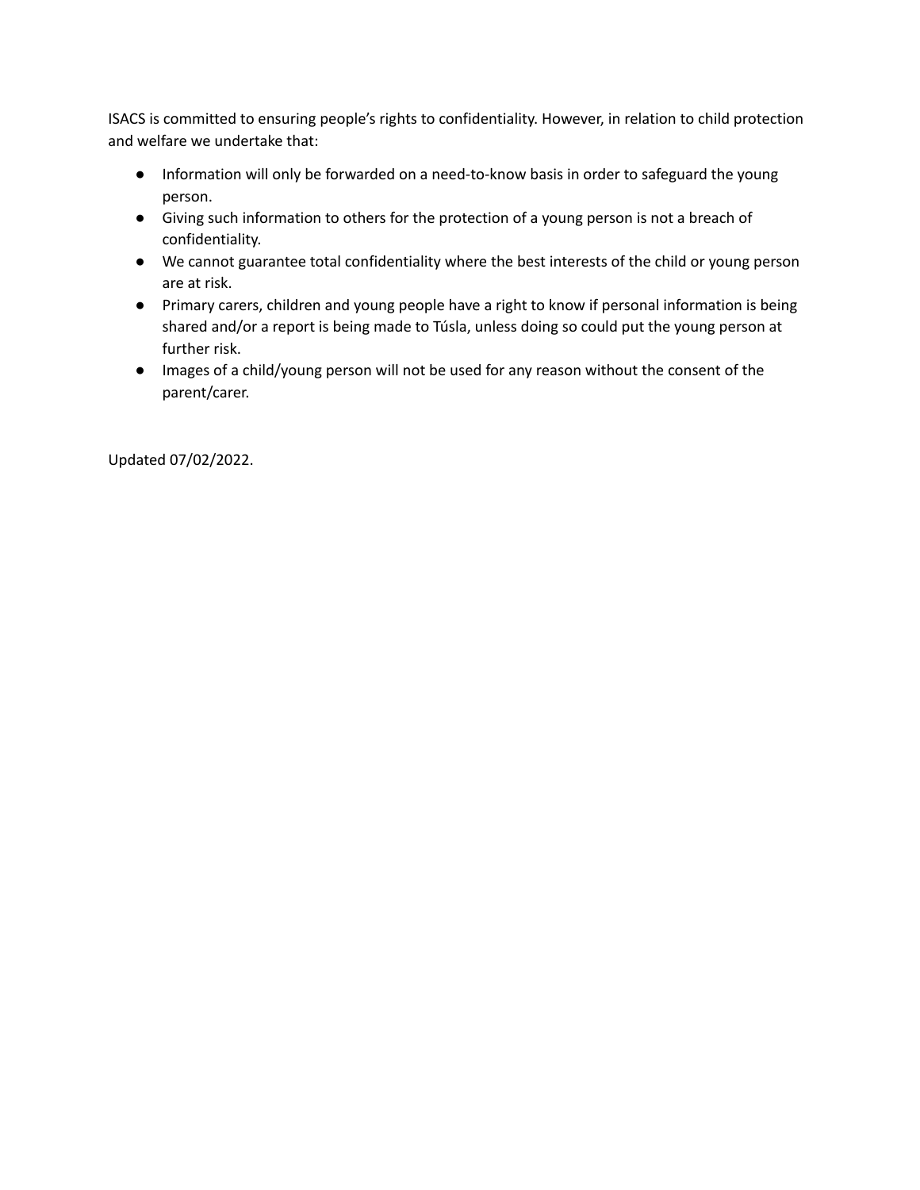ISACS is committed to ensuring people's rights to confidentiality. However, in relation to child protection and welfare we undertake that:

- Information will only be forwarded on a need-to-know basis in order to safeguard the young person.
- Giving such information to others for the protection of a young person is not a breach of confidentiality.
- We cannot guarantee total confidentiality where the best interests of the child or young person are at risk.
- Primary carers, children and young people have a right to know if personal information is being shared and/or a report is being made to Túsla, unless doing so could put the young person at further risk.
- Images of a child/young person will not be used for any reason without the consent of the parent/carer.

Updated 07/02/2022.